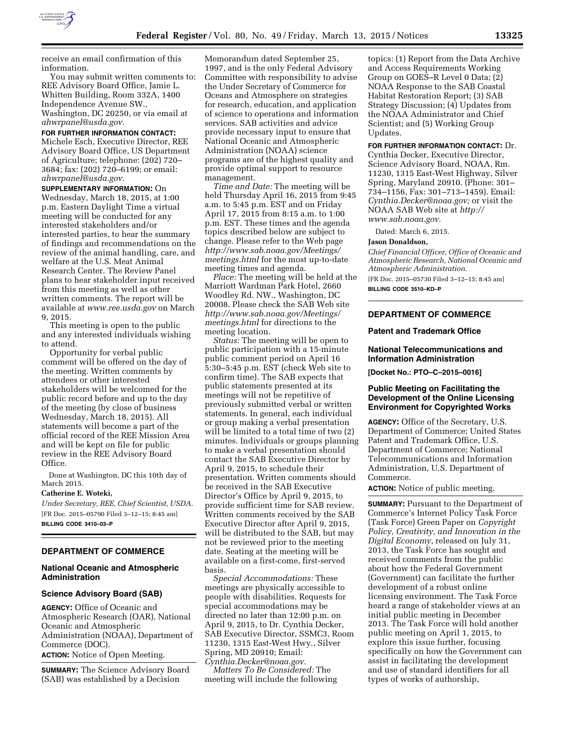receive an email confirmation of this information.

You may submit written comments to: REE Advisory Board Office, Jamie L. Whitten Building, Room 332A, 1400 Independence Avenue SW., Washington, DC 20250, or via email at *ahwrpanel@usda.gov.*

**FOR FURTHER INFORMATION CONTACT:** Michele Esch, Executive Director, REE Advisory Board Office, US Department of Agriculture; telephone: (202) 720–3684; fax: (202) 720–6199; or email: *ahwrpanel@usda.gov.*

**SUPPLEMENTARY INFORMATION:** On Wednesday, March 18, 2015, at 1:00 p.m. Eastern Daylight Time a virtual meeting will be conducted for any interested stakeholders and/or interested parties, to hear the summary of findings and recommendations on the review of the animal handling, care, and welfare at the U.S. Meat Animal Research Center. The Review Panel plans to hear stakeholder input received from this meeting as well as other written comments. The report will be available at *www.ree.usda.gov* on March 9, 2015.

This meeting is open to the public and any interested individuals wishing to attend.

Opportunity for verbal public comment will be offered on the day of the meeting. Written comments by attendees or other interested stakeholders will be welcomed for the public record before and up to the day of the meeting (by close of business Wednesday, March 18, 2015). All statements will become a part of the official record of the REE Mission Area and will be kept on file for public review in the REE Advisory Board Office.

Done at Washington, DC this 10th day of March 2015.

**Catherine E. Woteki,**

*Under Secretary, REE, Chief Scientist, USDA.*

[FR Doc. 2015–05790 Filed 3–12–15; 8:45 am]

**BILLING CODE 3410–03–P**

## DEPARTMENT OF COMMERCE

### National Oceanic and Atmospheric Administration

### Science Advisory Board (SAB)

**AGENCY:** Office of Oceanic and Atmospheric Research (OAR), National Oceanic and Atmospheric Administration (NOAA), Department of Commerce (DOC).

**ACTION:** Notice of Open Meeting.

**SUMMARY:** The Science Advisory Board (SAB) was established by a Decision Memorandum dated September 25, 1997, and is the only Federal Advisory Committee with responsibility to advise the Under Secretary of Commerce for Oceans and Atmosphere on strategies for research, education, and application of science to operations and information services. SAB activities and advice provide necessary input to ensure that National Oceanic and Atmospheric Administration (NOAA) science programs are of the highest quality and provide optimal support to resource management.

*Time and Date:* The meeting will be held Thursday April 16, 2015 from 9:45 a.m. to 5:45 p.m. EST and on Friday April 17, 2015 from 8:15 a.m. to 1:00 p.m. EST. These times and the agenda topics described below are subject to change. Please refer to the Web page *http://www.sab.noaa.gov/Meetings/meetings.html* for the most up-to-date meeting times and agenda.

*Place:* The meeting will be held at the Marriott Wardman Park Hotel, 2660 Woodley Rd. NW., Washington, DC 20008. Please check the SAB Web site *http://www.sab.noaa.gov/Meetings/meetings.html* for directions to the meeting location.

*Status:* The meeting will be open to public participation with a 15-minute public comment period on April 16 5:30–5:45 p.m. EST (check Web site to confirm time). The SAB expects that public statements presented at its meetings will not be repetitive of previously submitted verbal or written statements. In general, each individual or group making a verbal presentation will be limited to a total time of two (2) minutes. Individuals or groups planning to make a verbal presentation should contact the SAB Executive Director by April 9, 2015, to schedule their presentation. Written comments should be received in the SAB Executive Director's Office by April 9, 2015, to provide sufficient time for SAB review. Written comments received by the SAB Executive Director after April 9, 2015, will be distributed to the SAB, but may not be reviewed prior to the meeting date. Seating at the meeting will be available on a first-come, first-served basis.

*Special Accommodations:* These meetings are physically accessible to people with disabilities. Requests for special accommodations may be directed no later than 12:00 p.m. on April 9, 2015, to Dr. Cynthia Decker, SAB Executive Director, SSMC3, Room 11230, 1315 East-West Hwy., Silver Spring, MD 20910; Email: *Cynthia.Decker@noaa.gov.*

*Matters To Be Considered:* The meeting will include the following topics: (1) Report from the Data Archive and Access Requirements Working Group on GOES–R Level 0 Data; (2) NOAA Response to the SAB Coastal Habitat Restoration Report; (3) SAB Strategy Discussion; (4) Updates from the NOAA Administrator and Chief Scientist; and (5) Working Group Updates.

**FOR FURTHER INFORMATION CONTACT:** Dr. Cynthia Decker, Executive Director, Science Advisory Board, NOAA, Rm. 11230, 1315 East-West Highway, Silver Spring, Maryland 20910. (Phone: 301–734–1156, Fax: 301–713–1459). Email: *Cynthia.Decker@noaa.gov;* or visit the NOAA SAB Web site at *http://www.sab.noaa.gov.*

Dated: March 6, 2015.

**Jason Donaldson,**

*Chief Financial Officer, Office of Oceanic and Atmospheric Research, National Oceanic and Atmospheric Administration.*

[FR Doc. 2015–05730 Filed 3–12–15; 8:45 am]

**BILLING CODE 3510–KD–P**

## DEPARTMENT OF COMMERCE

### Patent and Trademark Office

### National Telecommunications and Information Administration

**[Docket No.: PTO–C–2015–0016]**

### Public Meeting on Facilitating the Development of the Online Licensing Environment for Copyrighted Works

**AGENCY:** Office of the Secretary, U.S. Department of Commerce; United States Patent and Trademark Office, U.S. Department of Commerce; National Telecommunications and Information Administration, U.S. Department of Commerce.

**ACTION:** Notice of public meeting.

**SUMMARY:** Pursuant to the Department of Commerce's Internet Policy Task Force (Task Force) Green Paper on *Copyright Policy, Creativity, and Innovation in the Digital Economy*, released on July 31, 2013, the Task Force has sought and received comments from the public about how the Federal Government (Government) can facilitate the further development of a robust online licensing environment. The Task Force heard a range of stakeholder views at an initial public meeting in December 2013. The Task Force will hold another public meeting on April 1, 2015, to explore this issue further, focusing specifically on how the Government can assist in facilitating the development and use of standard identifiers for all types of works of authorship,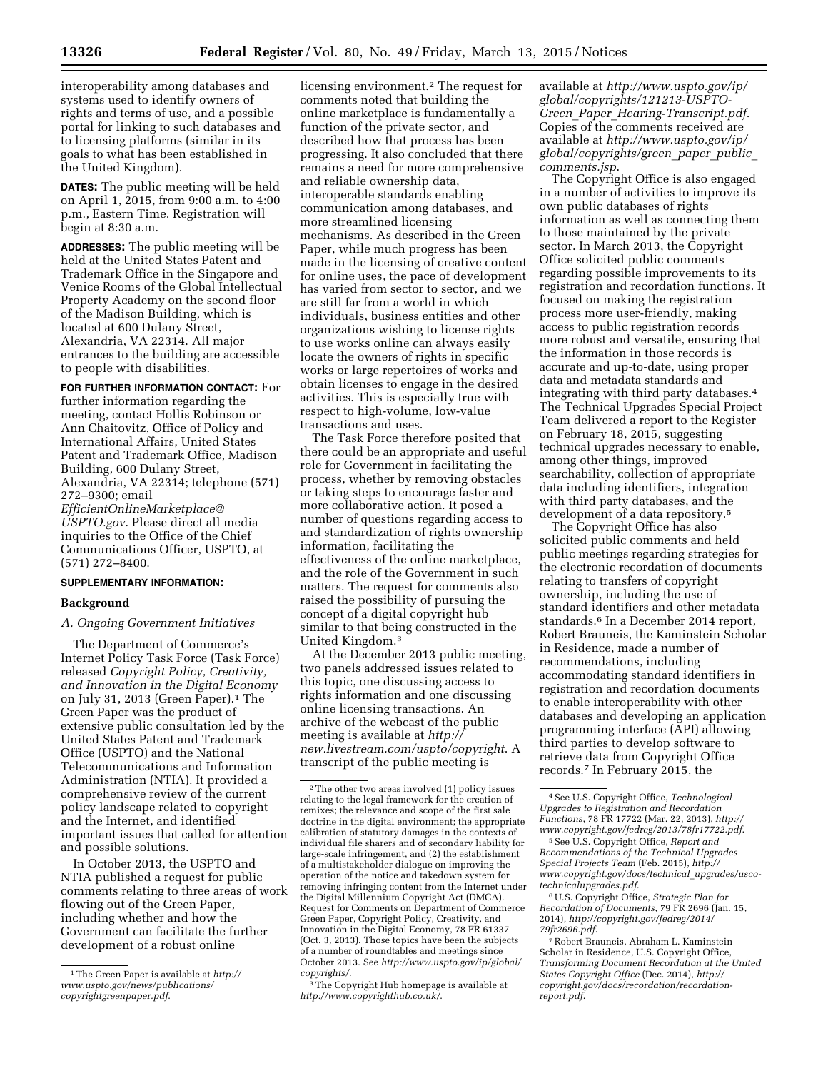interoperability among databases and systems used to identify owners of rights and terms of use, and a possible portal for linking to such databases and to licensing platforms (similar in its goals to what has been established in the United Kingdom).

**DATES:** The public meeting will be held on April 1, 2015, from 9:00 a.m. to 4:00 p.m., Eastern Time. Registration will begin at 8:30 a.m.

**ADDRESSES:** The public meeting will be held at the United States Patent and Trademark Office in the Singapore and Venice Rooms of the Global Intellectual Property Academy on the second floor of the Madison Building, which is located at 600 Dulany Street, Alexandria, VA 22314. All major entrances to the building are accessible to people with disabilities.

**FOR FURTHER INFORMATION CONTACT:** For further information regarding the meeting, contact Hollis Robinson or Ann Chaitovitz, Office of Policy and International Affairs, United States Patent and Trademark Office, Madison Building, 600 Dulany Street, Alexandria, VA 22314; telephone (571) 272–9300; email *EfficientOnlineMarketplace@USPTO.gov*. Please direct all media inquiries to the Office of the Chief Communications Officer, USPTO, at (571) 272–8400.

**SUPPLEMENTARY INFORMATION:**

## Background

### A. Ongoing Government Initiatives

The Department of Commerce's Internet Policy Task Force (Task Force) released *Copyright Policy, Creativity, and Innovation in the Digital Economy* on July 31, 2013 (Green Paper).[1] The Green Paper was the product of extensive public consultation led by the United States Patent and Trademark Office (USPTO) and the National Telecommunications and Information Administration (NTIA). It provided a comprehensive review of the current policy landscape related to copyright and the Internet, and identified important issues that called for attention and possible solutions.

In October 2013, the USPTO and NTIA published a request for public comments relating to three areas of work flowing out of the Green Paper, including whether and how the Government can facilitate the further development of a robust online licensing environment.[2] The request for comments noted that building the online marketplace is fundamentally a function of the private sector, and described how that process has been progressing. It also concluded that there remains a need for more comprehensive and reliable ownership data, interoperable standards enabling communication among databases, and more streamlined licensing mechanisms. As described in the Green Paper, while much progress has been made in the licensing of creative content for online uses, the pace of development has varied from sector to sector, and we are still far from a world in which individuals, business entities and other organizations wishing to license rights to use works online can always easily locate the owners of rights in specific works or large repertoires of works and obtain licenses to engage in the desired activities. This is especially true with respect to high-volume, low-value transactions and uses.

The Task Force therefore posited that there could be an appropriate and useful role for Government in facilitating the process, whether by removing obstacles or taking steps to encourage faster and more collaborative action. It posed a number of questions regarding access to and standardization of rights ownership information, facilitating the effectiveness of the online marketplace, and the role of the Government in such matters. The request for comments also raised the possibility of pursuing the concept of a digital copyright hub similar to that being constructed in the United Kingdom.[3]

At the December 2013 public meeting, two panels addressed issues related to this topic, one discussing access to rights information and one discussing online licensing transactions. An archive of the webcast of the public meeting is available at *http://new.livestream.com/uspto/copyright*. A transcript of the public meeting is available at *http://www.uspto.gov/ip/global/copyrights/121213-USPTO-Green_Paper_Hearing-Transcript.pdf*. Copies of the comments received are available at *http://www.uspto.gov/ip/global/copyrights/green_paper_public_comments.jsp*.

The Copyright Office is also engaged in a number of activities to improve its own public databases of rights information as well as connecting them to those maintained by the private sector. In March 2013, the Copyright Office solicited public comments regarding possible improvements to its registration and recordation functions. It focused on making the registration process more user-friendly, making access to public registration records more robust and versatile, ensuring that the information in those records is accurate and up-to-date, using proper data and metadata standards and integrating with third party databases.[4] The Technical Upgrades Special Project Team delivered a report to the Register on February 18, 2015, suggesting technical upgrades necessary to enable, among other things, improved searchability, collection of appropriate data including identifiers, integration with third party databases, and the development of a data repository.[5]

The Copyright Office has also solicited public comments and held public meetings regarding strategies for the electronic recordation of documents relating to transfers of copyright ownership, including the use of standard identifiers and other metadata standards.[6] In a December 2014 report, Robert Brauneis, the Kaminstein Scholar in Residence, made a number of recommendations, including accommodating standard identifiers in registration and recordation documents to enable interoperability with other databases and developing an application programming interface (API) allowing third parties to develop software to retrieve data from Copyright Office records.[7] In February 2015, the

---

[1] The Green Paper is available at *http://www.uspto.gov/news/publications/copyrightgreenpaper.pdf*.

[2] The other two areas involved (1) policy issues relating to the legal framework for the creation of remixes; the relevance and scope of the first sale doctrine in the digital environment; the appropriate calibration of statutory damages in the contexts of individual file sharers and of secondary liability for large-scale infringement, and (2) the establishment of a multistakeholder dialogue on improving the operation of the notice and takedown system for removing infringing content from the Internet under the Digital Millennium Copyright Act (DMCA). Request for Comments on Department of Commerce Green Paper, Copyright Policy, Creativity, and Innovation in the Digital Economy, 78 FR 61337 (Oct. 3, 2013). Those topics have been the subjects of a number of roundtables and meetings since October 2013. See *http://www.uspto.gov/ip/global/copyrights/*.

[3] The Copyright Hub homepage is available at *http://www.copyrighthub.co.uk/*.

[4] See U.S. Copyright Office, *Technological Upgrades to Registration and Recordation Functions*, 78 FR 17722 (Mar. 22, 2013), *http://www.copyright.gov/fedreg/2013/78fr17722.pdf*.

[5] See U.S. Copyright Office, *Report and Recommendations of the Technical Upgrades Special Projects Team* (Feb. 2015), *http://www.copyright.gov/docs/technical_upgrades/usco-technicalupgrades.pdf*.

[6] U.S. Copyright Office, *Strategic Plan for Recordation of Documents*, 79 FR 2696 (Jan. 15, 2014), *http://copyright.gov/fedreg/2014/79fr2696.pdf*.

[7] Robert Brauneis, Abraham L. Kaminstein Scholar in Residence, U.S. Copyright Office, *Transforming Document Recordation at the United States Copyright Office* (Dec. 2014), *http://copyright.gov/docs/recordation/recordation-report.pdf*.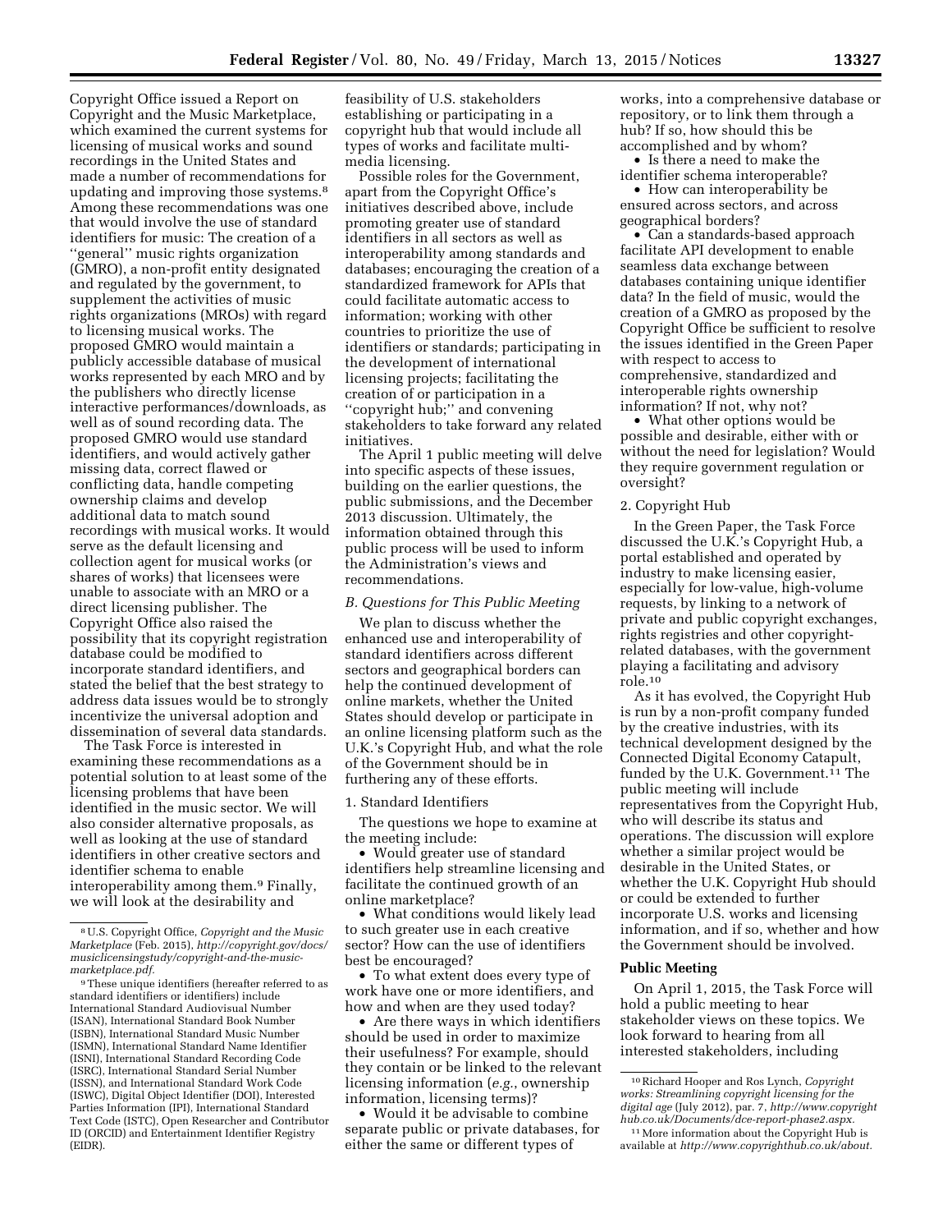Copyright Office issued a Report on Copyright and the Music Marketplace, which examined the current systems for licensing of musical works and sound recordings in the United States and made a number of recommendations for updating and improving those systems.[8] Among these recommendations was one that would involve the use of standard identifiers for music: The creation of a "general" music rights organization (GMRO), a non-profit entity designated and regulated by the government, to supplement the activities of music rights organizations (MROs) with regard to licensing musical works. The proposed GMRO would maintain a publicly accessible database of musical works represented by each MRO and by the publishers who directly license interactive performances/downloads, as well as of sound recording data. The proposed GMRO would use standard identifiers, and would actively gather missing data, correct flawed or conflicting data, handle competing ownership claims and develop additional data to match sound recordings with musical works. It would serve as the default licensing and collection agent for musical works (or shares of works) that licensees were unable to associate with an MRO or a direct licensing publisher. The Copyright Office also raised the possibility that its copyright registration database could be modified to incorporate standard identifiers, and stated the belief that the best strategy to address data issues would be to strongly incentivize the universal adoption and dissemination of several data standards.

The Task Force is interested in examining these recommendations as a potential solution to at least some of the licensing problems that have been identified in the music sector. We will also consider alternative proposals, as well as looking at the use of standard identifiers in other creative sectors and identifier schema to enable interoperability among them.[9] Finally, we will look at the desirability and feasibility of U.S. stakeholders establishing or participating in a copyright hub that would include all types of works and facilitate multi-media licensing.

Possible roles for the Government, apart from the Copyright Office's initiatives described above, include promoting greater use of standard identifiers in all sectors as well as interoperability among standards and databases; encouraging the creation of a standardized framework for APIs that could facilitate automatic access to information; working with other countries to prioritize the use of identifiers or standards; participating in the development of international licensing projects; facilitating the creation of or participation in a "copyright hub;" and convening stakeholders to take forward any related initiatives.

The April 1 public meeting will delve into specific aspects of these issues, building on the earlier questions, the public submissions, and the December 2013 discussion. Ultimately, the information obtained through this public process will be used to inform the Administration's views and recommendations.

### *B. Questions for This Public Meeting*

We plan to discuss whether the enhanced use and interoperability of standard identifiers across different sectors and geographical borders can help the continued development of online markets, whether the United States should develop or participate in an online licensing platform such as the U.K.'s Copyright Hub, and what the role of the Government should be in furthering any of these efforts.

#### 1. Standard Identifiers

The questions we hope to examine at the meeting include:

- Would greater use of standard identifiers help streamline licensing and facilitate the continued growth of an online marketplace?
- What conditions would likely lead to such greater use in each creative sector? How can the use of identifiers best be encouraged?
- To what extent does every type of work have one or more identifiers, and how and when are they used today?
- Are there ways in which identifiers should be used in order to maximize their usefulness? For example, should they contain or be linked to the relevant licensing information (*e.g.,* ownership information, licensing terms)?
- Would it be advisable to combine separate public or private databases, for either the same or different types of works, into a comprehensive database or repository, or to link them through a hub? If so, how should this be accomplished and by whom?
- Is there a need to make the identifier schema interoperable?
- How can interoperability be ensured across sectors, and across geographical borders?
- Can a standards-based approach facilitate API development to enable seamless data exchange between databases containing unique identifier data? In the field of music, would the creation of a GMRO as proposed by the Copyright Office be sufficient to resolve the issues identified in the Green Paper with respect to access to comprehensive, standardized and interoperable rights ownership information? If not, why not?
- What other options would be possible and desirable, either with or without the need for legislation? Would they require government regulation or oversight?

#### 2. Copyright Hub

In the Green Paper, the Task Force discussed the U.K.'s Copyright Hub, a portal established and operated by industry to make licensing easier, especially for low-value, high-volume requests, by linking to a network of private and public copyright exchanges, rights registries and other copyright-related databases, with the government playing a facilitating and advisory role.[10]

As it has evolved, the Copyright Hub is run by a non-profit company funded by the creative industries, with its technical development designed by the Connected Digital Economy Catapult, funded by the U.K. Government.[11] The public meeting will include representatives from the Copyright Hub, who will describe its status and operations. The discussion will explore whether a similar project would be desirable in the United States, or whether the U.K. Copyright Hub should or could be extended to further incorporate U.S. works and licensing information, and if so, whether and how the Government should be involved.

## Public Meeting

On April 1, 2015, the Task Force will hold a public meeting to hear stakeholder views on these topics. We look forward to hearing from all interested stakeholders, including

---

[8] U.S. Copyright Office, *Copyright and the Music Marketplace* (Feb. 2015), *http://copyright.gov/docs/musiclicensingstudy/copyright-and-the-music-marketplace.pdf.*

[9] These unique identifiers (hereafter referred to as standard identifiers or identifiers) include International Standard Audiovisual Number (ISAN), International Standard Book Number (ISBN), International Standard Music Number (ISMN), International Standard Name Identifier (ISNI), International Standard Recording Code (ISRC), International Standard Serial Number (ISSN), and International Standard Work Code (ISWC), Digital Object Identifier (DOI), Interested Parties Information (IPI), International Standard Text Code (ISTC), Open Researcher and Contributor ID (ORCID) and Entertainment Identifier Registry (EIDR).

[10] Richard Hooper and Ros Lynch, *Copyright works: Streamlining copyright licensing for the digital age* (July 2012), par. 7, *http://www.copyrighthub.co.uk/Documents/dce-report-phase2.aspx.*

[11] More information about the Copyright Hub is available at *http://www.copyrighthub.co.uk/about.*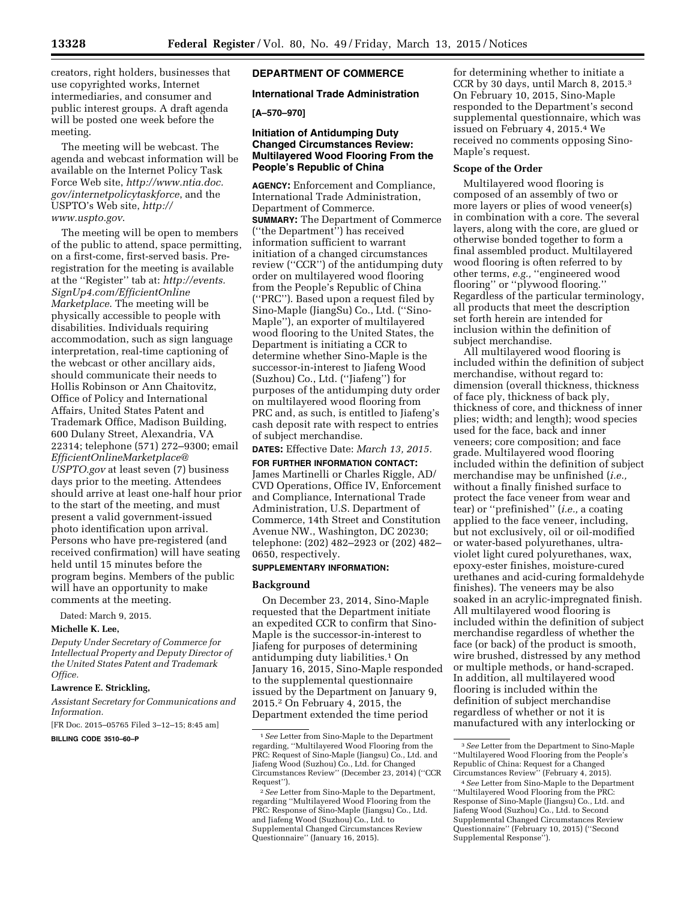creators, right holders, businesses that use copyrighted works, Internet intermediaries, and consumer and public interest groups. A draft agenda will be posted one week before the meeting.

The meeting will be webcast. The agenda and webcast information will be available on the Internet Policy Task Force Web site, *http://www.ntia.doc.gov/internetpolicytaskforce*, and the USPTO's Web site, *http://www.uspto.gov*.

The meeting will be open to members of the public to attend, space permitting, on a first-come, first-served basis. Pre-registration for the meeting is available at the "Register" tab at: *http://events.SignUp4.com/EfficientOnlineMarketplace*. The meeting will be physically accessible to people with disabilities. Individuals requiring accommodation, such as sign language interpretation, real-time captioning of the webcast or other ancillary aids, should communicate their needs to Hollis Robinson or Ann Chaitovitz, Office of Policy and International Affairs, United States Patent and Trademark Office, Madison Building, 600 Dulany Street, Alexandria, VA 22314; telephone (571) 272–9300; email *EfficientOnlineMarketplace@USPTO.gov* at least seven (7) business days prior to the meeting. Attendees should arrive at least one-half hour prior to the start of the meeting, and must present a valid government-issued photo identification upon arrival. Persons who have pre-registered (and received confirmation) will have seating held until 15 minutes before the program begins. Members of the public will have an opportunity to make comments at the meeting.

Dated: March 9, 2015.

**Michelle K. Lee,**

*Deputy Under Secretary of Commerce for Intellectual Property and Deputy Director of the United States Patent and Trademark Office.*

**Lawrence E. Strickling,**

*Assistant Secretary for Communications and Information.*

[FR Doc. 2015–05765 Filed 3–12–15; 8:45 am]

**BILLING CODE 3510–60–P**

## DEPARTMENT OF COMMERCE

### International Trade Administration

**[A–570–970]**

### Initiation of Antidumping Duty Changed Circumstances Review: Multilayered Wood Flooring From the People's Republic of China

**AGENCY:** Enforcement and Compliance, International Trade Administration, Department of Commerce.

**SUMMARY:** The Department of Commerce ("the Department") has received information sufficient to warrant initiation of a changed circumstances review ("CCR") of the antidumping duty order on multilayered wood flooring from the People's Republic of China ("PRC"). Based upon a request filed by Sino-Maple (JiangSu) Co., Ltd. ("Sino-Maple"), an exporter of multilayered wood flooring to the United States, the Department is initiating a CCR to determine whether Sino-Maple is the successor-in-interest to Jiafeng Wood (Suzhou) Co., Ltd. ("Jiafeng") for purposes of the antidumping duty order on multilayered wood flooring from PRC and, as such, is entitled to Jiafeng's cash deposit rate with respect to entries of subject merchandise.

**DATES:** Effective Date: *March 13, 2015.*

**FOR FURTHER INFORMATION CONTACT:** James Martinelli or Charles Riggle, AD/CVD Operations, Office IV, Enforcement and Compliance, International Trade Administration, U.S. Department of Commerce, 14th Street and Constitution Avenue NW., Washington, DC 20230; telephone: (202) 482–2923 or (202) 482–0650, respectively.

**SUPPLEMENTARY INFORMATION:**

### Background

On December 23, 2014, Sino-Maple requested that the Department initiate an expedited CCR to confirm that Sino-Maple is the successor-in-interest to Jiafeng for purposes of determining antidumping duty liabilities.[1] On January 16, 2015, Sino-Maple responded to the supplemental questionnaire issued by the Department on January 9, 2015.[2] On February 4, 2015, the Department extended the time period for determining whether to initiate a CCR by 30 days, until March 8, 2015.[3] On February 10, 2015, Sino-Maple responded to the Department's second supplemental questionnaire, which was issued on February 4, 2015.[4] We received no comments opposing Sino-Maple's request.

### Scope of the Order

Multilayered wood flooring is composed of an assembly of two or more layers or plies of wood veneer(s) in combination with a core. The several layers, along with the core, are glued or otherwise bonded together to form a final assembled product. Multilayered wood flooring is often referred to by other terms, *e.g.,* "engineered wood flooring" or "plywood flooring." Regardless of the particular terminology, all products that meet the description set forth herein are intended for inclusion within the definition of subject merchandise.

All multilayered wood flooring is included within the definition of subject merchandise, without regard to: dimension (overall thickness, thickness of face ply, thickness of back ply, thickness of core, and thickness of inner plies; width; and length); wood species used for the face, back and inner veneers; core composition; and face grade. Multilayered wood flooring included within the definition of subject merchandise may be unfinished (*i.e.,* without a finally finished surface to protect the face veneer from wear and tear) or "prefinished" (*i.e.,* a coating applied to the face veneer, including, but not exclusively, oil or oil-modified or water-based polyurethanes, ultra-violet light cured polyurethanes, wax, epoxy-ester finishes, moisture-cured urethanes and acid-curing formaldehyde finishes). The veneers may be also soaked in an acrylic-impregnated finish. All multilayered wood flooring is included within the definition of subject merchandise regardless of whether the face (or back) of the product is smooth, wire brushed, distressed by any method or multiple methods, or hand-scraped. In addition, all multilayered wood flooring is included within the definition of subject merchandise regardless of whether or not it is manufactured with any interlocking or

---

[1] *See* Letter from Sino-Maple to the Department regarding, "Multilayered Wood Flooring from the PRC: Request of Sino-Maple (Jiangsu) Co., Ltd. and Jiafeng Wood (Suzhou) Co., Ltd. for Changed Circumstances Review" (December 23, 2014) ("CCR Request").

[2] *See* Letter from Sino-Maple to the Department, regarding "Multilayered Wood Flooring from the PRC: Response of Sino-Maple (Jiangsu) Co., Ltd. and Jiafeng Wood (Suzhou) Co., Ltd. to Supplemental Changed Circumstances Review Questionnaire" (January 16, 2015).

[3] *See* Letter from the Department to Sino-Maple "Multilayered Wood Flooring from the People's Republic of China: Request for a Changed Circumstances Review" (February 4, 2015).

[4] *See* Letter from Sino-Maple to the Department "Multilayered Wood Flooring from the PRC: Response of Sino-Maple (Jiangsu) Co., Ltd. and Jiafeng Wood (Suzhou) Co., Ltd. to Second Supplemental Changed Circumstances Review Questionnaire" (February 10, 2015) ("Second Supplemental Response").